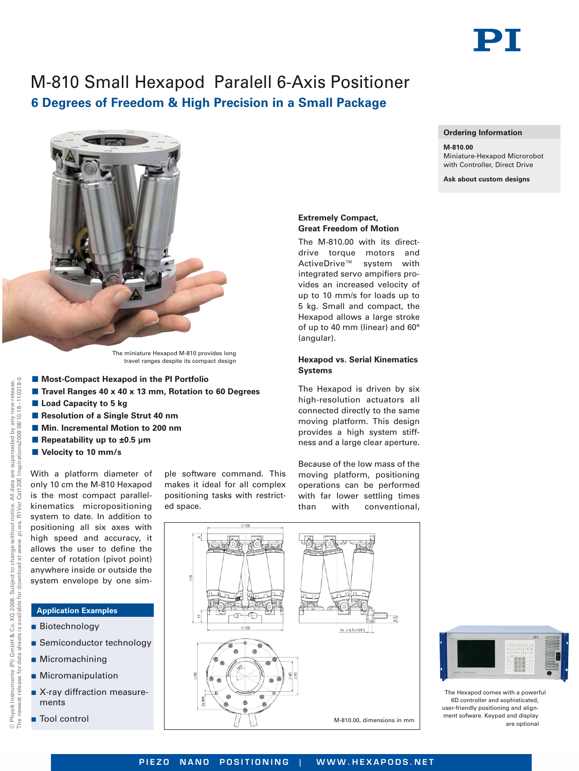# M-810 Small Hexapod Paralell 6-Axis Positioner

## 6 Degrees of Freedom & High Precision in a Small Package

The miniature Hexapod M-810 provides long travel ranges despite its compact design

- **Most-Compact Hexapod in the PI Portfolio**
- **Travel Ranges 40 x 40 x 13 mm, Rotation to 60 Degrees**
- **Load Capacity to 5 kg**
- **Resolution of a Single Strut 40 nm**
- **Min. Incremental Motion to 200 nm**
- **Repeatability up to ±0.5 µm**
- **Velocity to 10 mm/s**

With a platform diameter of only 10 cm the M-810 Hexapod is the most compact parallel-kinematics micropositioning system to date. In addition to positioning all six axes with high speed and accuracy, it allows the user to define the center of rotation (pivot point) anywhere inside or outside the system envelope by one simple software command. This makes it ideal for all complex positioning tasks with restricted space.

### Application Examples

- Biotechnology
- Semiconductor technology
- Micromachining
- Micromanipulation
- X-ray diffraction measurements
- Tool control

### Extremely Compact, Great Freedom of Motion

The M-810.00 with its direct-drive torque motors and ActiveDrive™ system with integrated servo amplifiers provides an increased velocity of up to 10 mm/s for loads up to 5 kg. Small and compact, the Hexapod allows a large stroke of up to 40 mm (linear) and 60° (angular).

### Hexapod vs. Serial Kinematics Systems

The Hexapod is driven by six high-resolution actuators all connected directly to the same moving platform. This design provides a high system stiffness and a large clear aperture.

Because of the low mass of the moving platform, positioning operations can be performed with far lower settling times than with conventional,

M-810.00, dimensions in mm

### Ordering Information

**M-810.00**
Miniature-Hexapod Microrobot with Controller, Direct Drive

**Ask about custom designs**

The Hexapod comes with a powerful 6D controller and sophisticated, user-friendly positioning and alignment sofware. Keypad and display are optional

© Physik Instrumente (PI) GmbH & Co. KG 2008. Subject to change without notice. All data are superseded by any new release. The newest release for data sheets is available for download at www.pi.ws. R1Vor Cat120E Inspirations2009 08/10.18–110318-0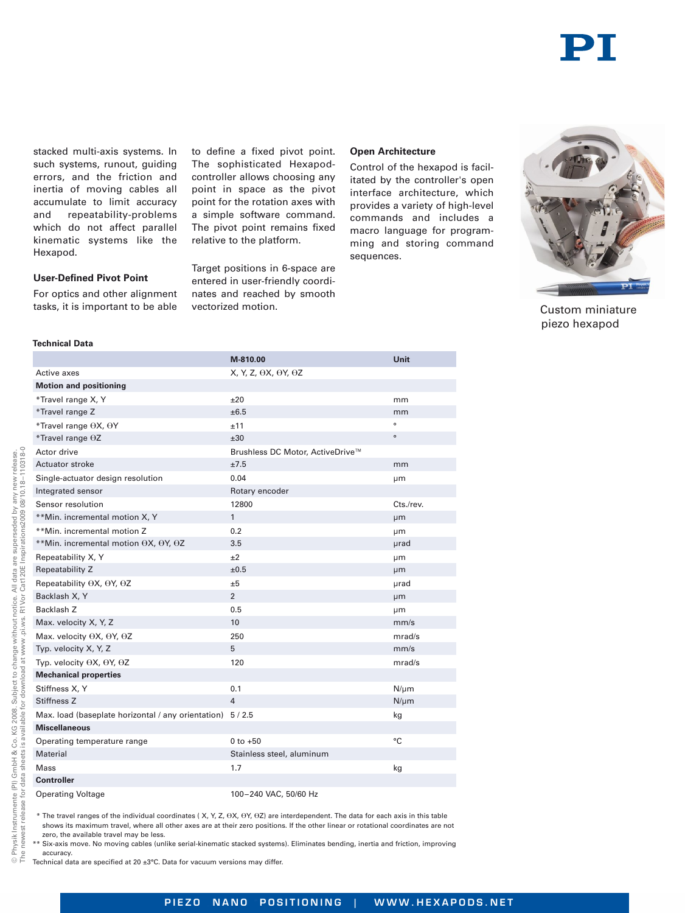stacked multi-axis systems. In such systems, runout, guiding errors, and the friction and inertia of moving cables all accumulate to limit accuracy and repeatability-problems which do not affect parallel kinematic systems like the Hexapod.

### User-Defined Pivot Point

For optics and other alignment tasks, it is important to be able to define a fixed pivot point. The sophisticated Hexapod-controller allows choosing any point in space as the pivot point for the rotation axes with a simple software command. The pivot point remains fixed relative to the platform.

Target positions in 6-space are entered in user-friendly coordinates and reached by smooth vectorized motion.

### Open Architecture

Control of the hexapod is facilitated by the controller's open interface architecture, which provides a variety of high-level commands and includes a macro language for programming and storing command sequences.

Custom miniature piezo hexapod

### Technical Data

| | M-810.00 | Unit |
|---|---|---|
| Active axes | X, Y, Z, ΘX, ΘY, ΘZ | |
| **Motion and positioning** | | |
| *Travel range X, Y | ±20 | mm |
| *Travel range Z | ±6.5 | mm |
| *Travel range ΘX, ΘY | ±11 | ° |
| *Travel range ΘZ | ±30 | ° |
| Actor drive | Brushless DC Motor, ActiveDrive™ | |
| Actuator stroke | ±7.5 | mm |
| Single-actuator design resolution | 0.04 | µm |
| Integrated sensor | Rotary encoder | |
| Sensor resolution | 12800 | Cts./rev. |
| **Min. incremental motion X, Y | 1 | µm |
| **Min. incremental motion Z | 0.2 | µm |
| **Min. incremental motion ΘX, ΘY, ΘZ | 3.5 | µrad |
| Repeatability X, Y | ±2 | µm |
| Repeatability Z | ±0.5 | µm |
| Repeatability ΘX, ΘY, ΘZ | ±5 | µrad |
| Backlash X, Y | 2 | µm |
| Backlash Z | 0.5 | µm |
| Max. velocity X, Y, Z | 10 | mm/s |
| Max. velocity ΘX, ΘY, ΘZ | 250 | mrad/s |
| Typ. velocity X, Y, Z | 5 | mm/s |
| Typ. velocity ΘX, ΘY, ΘZ | 120 | mrad/s |
| **Mechanical properties** | | |
| Stiffness X, Y | 0.1 | N/µm |
| Stiffness Z | 4 | N/µm |
| Max. load (baseplate horizontal / any orientation) | 5 / 2.5 | kg |
| **Miscellaneous** | | |
| Operating temperature range | 0 to +50 | °C |
| Material | Stainless steel, aluminum | |
| Mass | 1.7 | kg |
| **Controller** | | |
| Operating Voltage | 100–240 VAC, 50/60 Hz | |

\* The travel ranges of the individual coordinates ( X, Y, Z, ΘX, ΘY, ΘZ) are interdependent. The data for each axis in this table shows its maximum travel, where all other axes are at their zero positions. If the other linear or rotational coordinates are not zero, the available travel may be less.

\*\* Six-axis move. No moving cables (unlike serial-kinematic stacked systems). Eliminates bending, inertia and friction, improving accuracy.

Technical data are specified at 20 ±3°C. Data for vacuum versions may differ.

© Physik Instrumente (PI) GmbH & Co. KG 2008. Subject to change without notice. All data are superseded by any new release. The newest release for data sheets is available for download at www.pi.ws. R1Vor Cat120E Inspirations2009 08/10.18–110318-0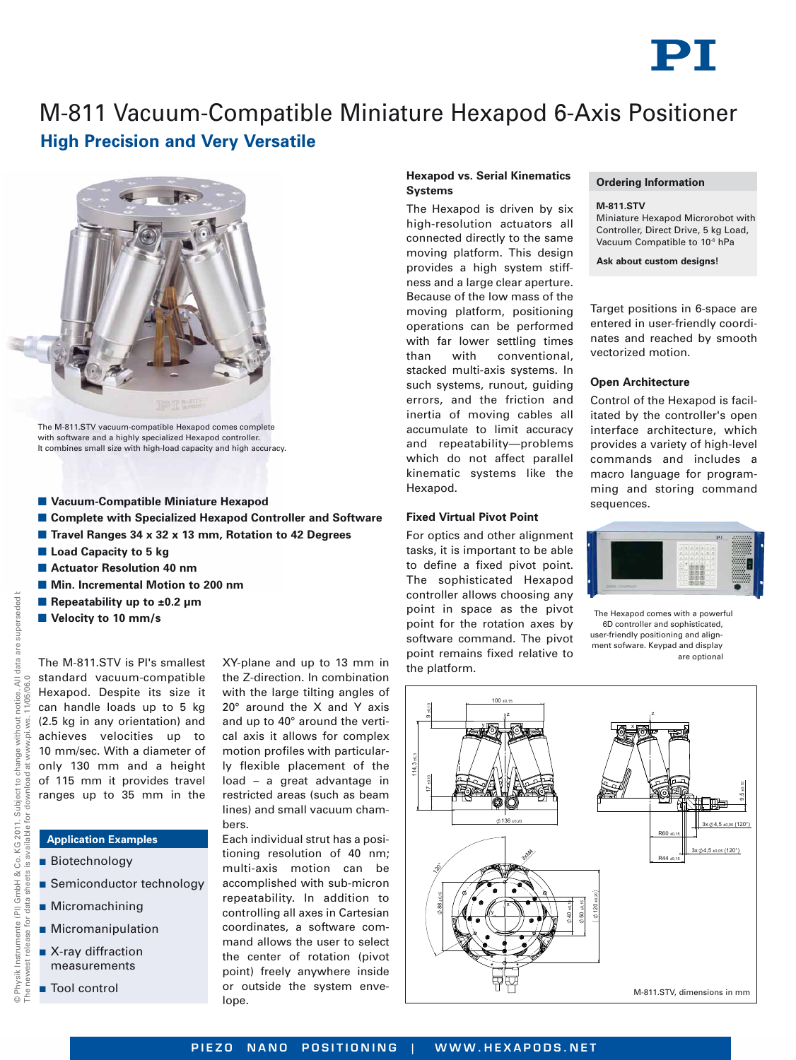# M-811 Vacuum-Compatible Miniature Hexapod 6-Axis Positioner

## High Precision and Very Versatile

The M-811.STV vacuum-compatible Hexapod comes complete with software and a highly specialized Hexapod controller. It combines small size with high-load capacity and high accuracy.

- **Vacuum-Compatible Miniature Hexapod**
- **Complete with Specialized Hexapod Controller and Software**
- **Travel Ranges 34 x 32 x 13 mm, Rotation to 42 Degrees**
- **Load Capacity to 5 kg**
- **Actuator Resolution 40 nm**
- **Min. Incremental Motion to 200 nm**
- **Repeatability up to ±0.2 µm**
- **Velocity to 10 mm/s**

The M-811.STV is PI's smallest standard vacuum-compatible Hexapod. Despite its size it can handle loads up to 5 kg (2.5 kg in any orientation) and achieves velocities up to 10 mm/sec. With a diameter of only 130 mm and a height of 115 mm it provides travel ranges up to 35 mm in the XY-plane and up to 13 mm in the Z-direction. In combination with the large tilting angles of 20° around the X and Y axis and up to 40° around the vertical axis it allows for complex motion profiles with particularly flexible placement of the load – a great advantage in restricted areas (such as beam lines) and small vacuum chambers.

Each individual strut has a positioning resolution of 40 nm; multi-axis motion can be accomplished with sub-micron repeatability. In addition to controlling all axes in Cartesian coordinates, a software command allows the user to select the center of rotation (pivot point) freely anywhere inside or outside the system envelope.

### Application Examples

- Biotechnology
- Semiconductor technology
- Micromachining
- Micromanipulation
- X-ray diffraction measurements
- Tool control

### Hexapod vs. Serial Kinematics Systems

The Hexapod is driven by six high-resolution actuators all connected directly to the same moving platform. This design provides a high system stiffness and a large clear aperture. Because of the low mass of the moving platform, positioning operations can be performed with far lower settling times than with conventional, stacked multi-axis systems. In such systems, runout, guiding errors, and the friction and inertia of moving cables all accumulate to limit accuracy and repeatability—problems which do not affect parallel kinematic systems like the Hexapod.

### Fixed Virtual Pivot Point

For optics and other alignment tasks, it is important to be able to define a fixed pivot point. The sophisticated Hexapod controller allows choosing any point in space as the pivot point for the rotation axes by software command. The pivot point remains fixed relative to the platform.

### Ordering Information

**M-811.STV**
Miniature Hexapod Microrobot with Controller, Direct Drive, 5 kg Load, Vacuum Compatible to $10^{-6}$ hPa

**Ask about custom designs!**

Target positions in 6-space are entered in user-friendly coordinates and reached by smooth vectorized motion.

### Open Architecture

Control of the Hexapod is facilitated by the controller's open interface architecture, which provides a variety of high-level commands and includes a macro language for programming and storing command sequences.

The Hexapod comes with a powerful 6D controller and sophisticated, user-friendly positioning and alignment sofware. Keypad and display are optional

M-811.STV, dimensions in mm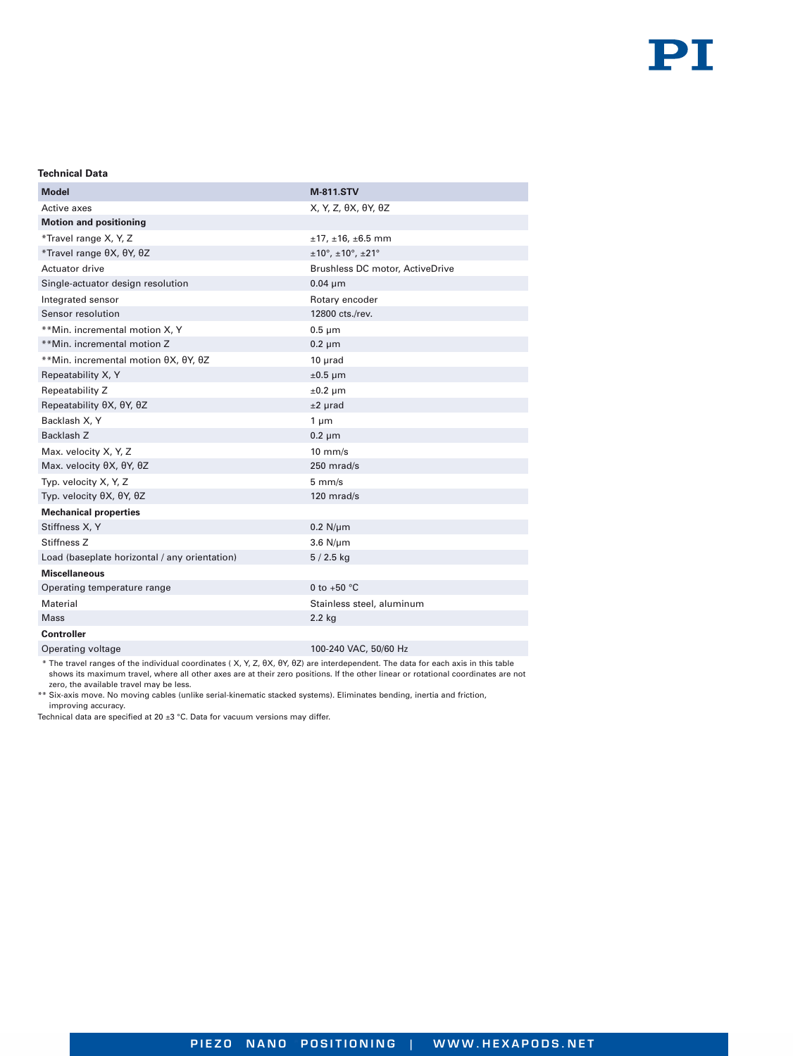**Technical Data**

| Model | M-811.STV |
|---|---|
| Active axes | X, Y, Z, θX, θY, θZ |
| **Motion and positioning** | |
| *Travel range X, Y, Z | ±17, ±16, ±6.5 mm |
| *Travel range θX, θY, θZ | ±10°, ±10°, ±21° |
| Actuator drive | Brushless DC motor, ActiveDrive |
| Single-actuator design resolution | 0.04 µm |
| Integrated sensor | Rotary encoder |
| Sensor resolution | 12800 cts./rev. |
| **Min. incremental motion X, Y | 0.5 µm |
| **Min. incremental motion Z | 0.2 µm |
| **Min. incremental motion θX, θY, θZ | 10 µrad |
| Repeatability X, Y | ±0.5 µm |
| Repeatability Z | ±0.2 µm |
| Repeatability θX, θY, θZ | ±2 µrad |
| Backlash X, Y | 1 µm |
| Backlash Z | 0.2 µm |
| Max. velocity X, Y, Z | 10 mm/s |
| Max. velocity θX, θY, θZ | 250 mrad/s |
| Typ. velocity X, Y, Z | 5 mm/s |
| Typ. velocity θX, θY, θZ | 120 mrad/s |
| **Mechanical properties** | |
| Stiffness X, Y | 0.2 N/µm |
| Stiffness Z | 3.6 N/µm |
| Load (baseplate horizontal / any orientation) | 5 / 2.5 kg |
| **Miscellaneous** | |
| Operating temperature range | 0 to +50 °C |
| Material | Stainless steel, aluminum |
| Mass | 2.2 kg |
| **Controller** | |
| Operating voltage | 100-240 VAC, 50/60 Hz |

\* The travel ranges of the individual coordinates ( X, Y, Z, θX, θY, θZ) are interdependent. The data for each axis in this table shows its maximum travel, where all other axes are at their zero positions. If the other linear or rotational coordinates are not zero, the available travel may be less.

** Six-axis move. No moving cables (unlike serial-kinematic stacked systems). Eliminates bending, inertia and friction, improving accuracy.

Technical data are specified at 20 ±3 °C. Data for vacuum versions may differ.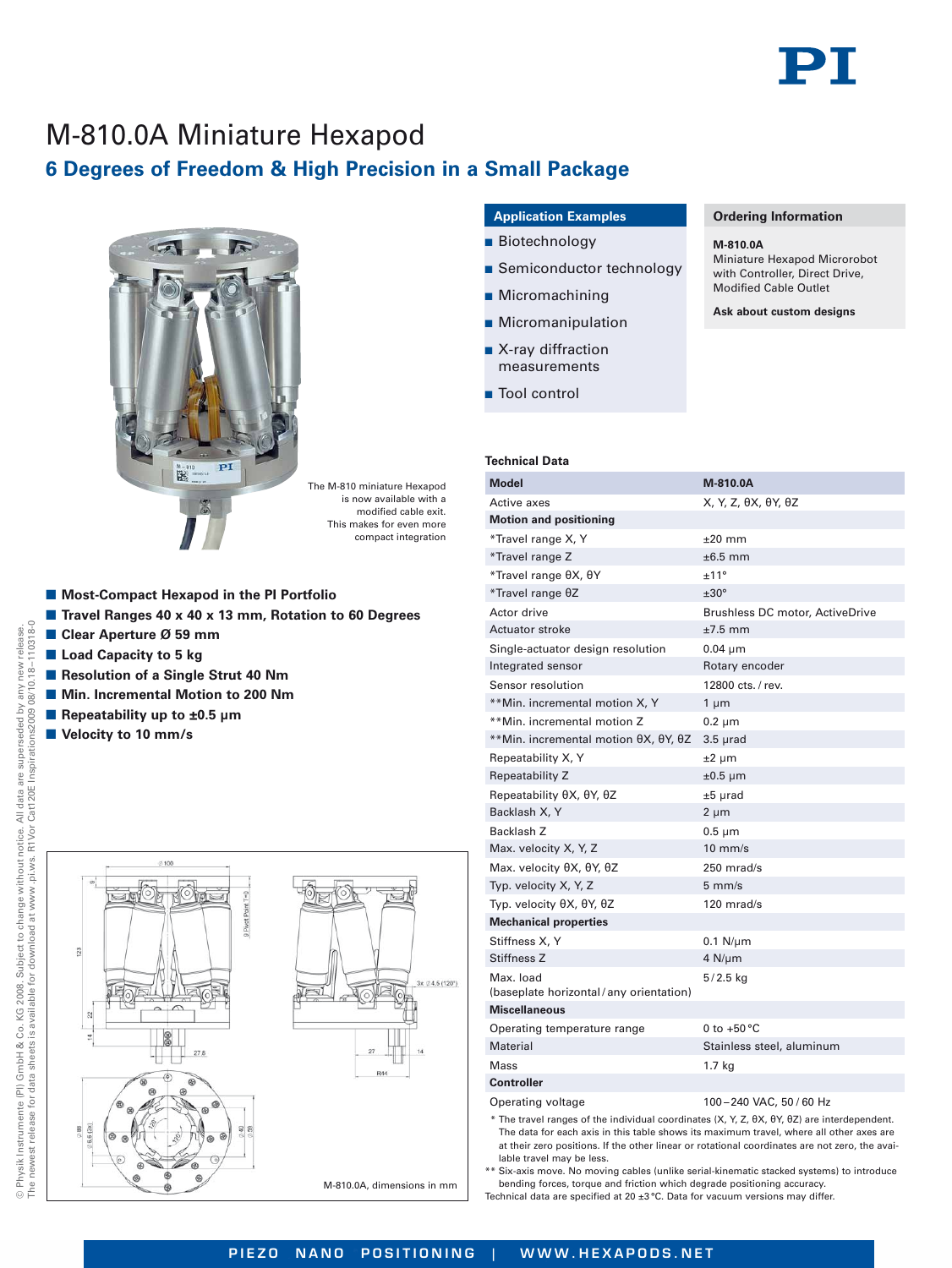# M-810.0A Miniature Hexapod

## 6 Degrees of Freedom & High Precision in a Small Package

The M-810 miniature Hexapod is now available with a modified cable exit. This makes for even more compact integration

- **Most-Compact Hexapod in the PI Portfolio**
- **Travel Ranges 40 x 40 x 13 mm, Rotation to 60 Degrees**
- **Clear Aperture Ø 59 mm**
- **Load Capacity to 5 kg**
- **Resolution of a Single Strut 40 Nm**
- **Min. Incremental Motion to 200 Nm**
- **Repeatability up to ±0.5 µm**
- **Velocity to 10 mm/s**

M-810.0A, dimensions in mm

### Application Examples

- Biotechnology
- Semiconductor technology
- Micromachining
- Micromanipulation
- X-ray diffraction measurements
- Tool control

### Ordering Information

**M-810.0A**
Miniature Hexapod Microrobot with Controller, Direct Drive, Modified Cable Outlet

**Ask about custom designs**

### Technical Data

| Model | M-810.0A |
|---|---|
| Active axes | X, Y, Z, θX, θY, θZ |
| **Motion and positioning** | |
| *Travel range X, Y | ±20 mm |
| *Travel range Z | ±6.5 mm |
| *Travel range θX, θY | ±11° |
| *Travel range θZ | ±30° |
| Actor drive | Brushless DC motor, ActiveDrive |
| Actuator stroke | ±7.5 mm |
| Single-actuator design resolution | 0.04 µm |
| Integrated sensor | Rotary encoder |
| Sensor resolution | 12800 cts. / rev. |
| **Min. incremental motion X, Y | 1 µm |
| **Min. incremental motion Z | 0.2 µm |
| **Min. incremental motion θX, θY, θZ | 3.5 µrad |
| Repeatability X, Y | ±2 µm |
| Repeatability Z | ±0.5 µm |
| Repeatability θX, θY, θZ | ±5 µrad |
| Backlash X, Y | 2 µm |
| Backlash Z | 0.5 µm |
| Max. velocity X, Y, Z | 10 mm/s |
| Max. velocity θX, θY, θZ | 250 mrad/s |
| Typ. velocity X, Y, Z | 5 mm/s |
| Typ. velocity θX, θY, θZ | 120 mrad/s |
| **Mechanical properties** | |
| Stiffness X, Y | 0.1 N/µm |
| Stiffness Z | 4 N/µm |
| Max. load (baseplate horizontal / any orientation) | 5 / 2.5 kg |
| **Miscellaneous** | |
| Operating temperature range | 0 to +50 °C |
| Material | Stainless steel, aluminum |
| Mass | 1.7 kg |
| **Controller** | |
| Operating voltage | 100 – 240 VAC, 50 / 60 Hz |

\* The travel ranges of the individual coordinates (X, Y, Z, θX, θY, θZ) are interdependent. The data for each axis in this table shows its maximum travel, where all other axes are at their zero positions. If the other linear or rotational coordinates are not zero, the available travel may be less.

\*\* Six-axis move. No moving cables (unlike serial-kinematic stacked systems) to introduce bending forces, torque and friction which degrade positioning accuracy.

Technical data are specified at 20 ±3 °C. Data for vacuum versions may differ.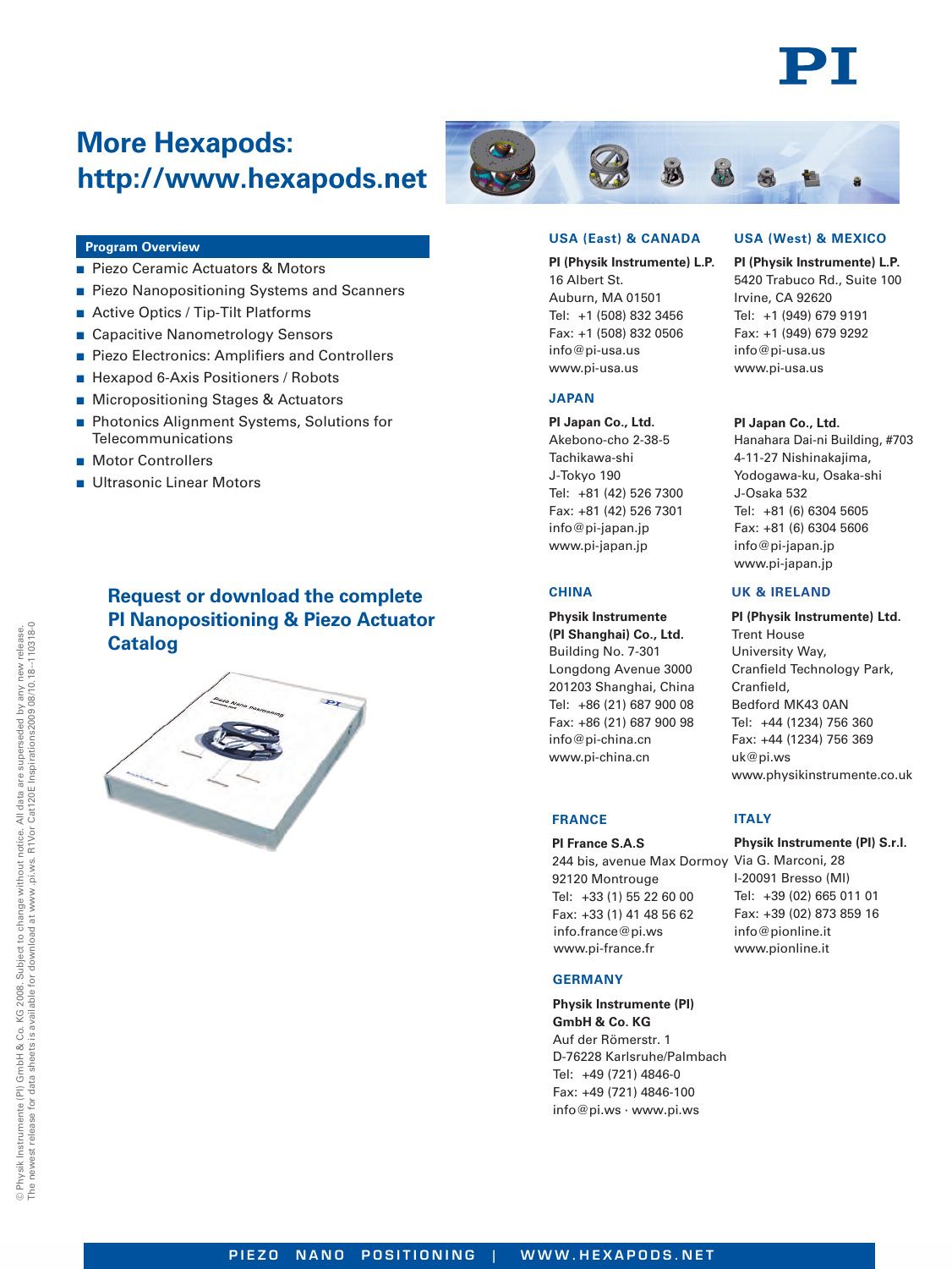PI

# More Hexapods: http://www.hexapods.net

## Program Overview

- Piezo Ceramic Actuators & Motors
- Piezo Nanopositioning Systems and Scanners
- Active Optics / Tip-Tilt Platforms
- Capacitive Nanometrology Sensors
- Piezo Electronics: Amplifiers and Controllers
- Hexapod 6-Axis Positioners / Robots
- Micropositioning Stages & Actuators
- Photonics Alignment Systems, Solutions for Telecommunications
- Motor Controllers
- Ultrasonic Linear Motors

## Request or download the complete PI Nanopositioning & Piezo Actuator Catalog

### USA (East) & CANADA

**PI (Physik Instrumente) L.P.**
16 Albert St.
Auburn, MA 01501
Tel: +1 (508) 832 3456
Fax: +1 (508) 832 0506
info@pi-usa.us
www.pi-usa.us

### USA (West) & MEXICO

**PI (Physik Instrumente) L.P.**
5420 Trabuco Rd., Suite 100
Irvine, CA 92620
Tel: +1 (949) 679 9191
Fax: +1 (949) 679 9292
info@pi-usa.us
www.pi-usa.us

### JAPAN

**PI Japan Co., Ltd.**
Akebono-cho 2-38-5
Tachikawa-shi
J-Tokyo 190
Tel: +81 (42) 526 7300
Fax: +81 (42) 526 7301
info@pi-japan.jp
www.pi-japan.jp

**PI Japan Co., Ltd.**
Hanahara Dai-ni Building, #703
4-11-27 Nishinakajima,
Yodogawa-ku, Osaka-shi
J-Osaka 532
Tel: +81 (6) 6304 5605
Fax: +81 (6) 6304 5606
info@pi-japan.jp
www.pi-japan.jp

### CHINA

**Physik Instrumente (PI Shanghai) Co., Ltd.**
Building No. 7-301
Longdong Avenue 3000
201203 Shanghai, China
Tel: +86 (21) 687 900 08
Fax: +86 (21) 687 900 98
info@pi-china.cn
www.pi-china.cn

### UK & IRELAND

**PI (Physik Instrumente) Ltd.**
Trent House
University Way,
Cranfield Technology Park,
Cranfield,
Bedford MK43 0AN
Tel: +44 (1234) 756 360
Fax: +44 (1234) 756 369
uk@pi.ws
www.physikinstrumente.co.uk

### FRANCE

**PI France S.A.S**
244 bis, avenue Max Dormoy
92120 Montrouge
Tel: +33 (1) 55 22 60 00
Fax: +33 (1) 41 48 56 62
info.france@pi.ws
www.pi-france.fr

### ITALY

**Physik Instrumente (PI) S.r.l.**
Via G. Marconi, 28
I-20091 Bresso (MI)
Tel: +39 (02) 665 011 01
Fax: +39 (02) 873 859 16
info@pionline.it
www.pionline.it

### GERMANY

**Physik Instrumente (PI) GmbH & Co. KG**
Auf der Römerstr. 1
D-76228 Karlsruhe/Palmbach
Tel: +49 (721) 4846-0
Fax: +49 (721) 4846-100
info@pi.ws · www.pi.ws

© Physik Instrumente (PI) GmbH & Co. KG 2008. Subject to change without notice. All data are superseded by any new release. The newest release for data sheets is available for download at www.pi.ws. R1Vor Cat120E Inspirations2009 08/10.18–110318-0